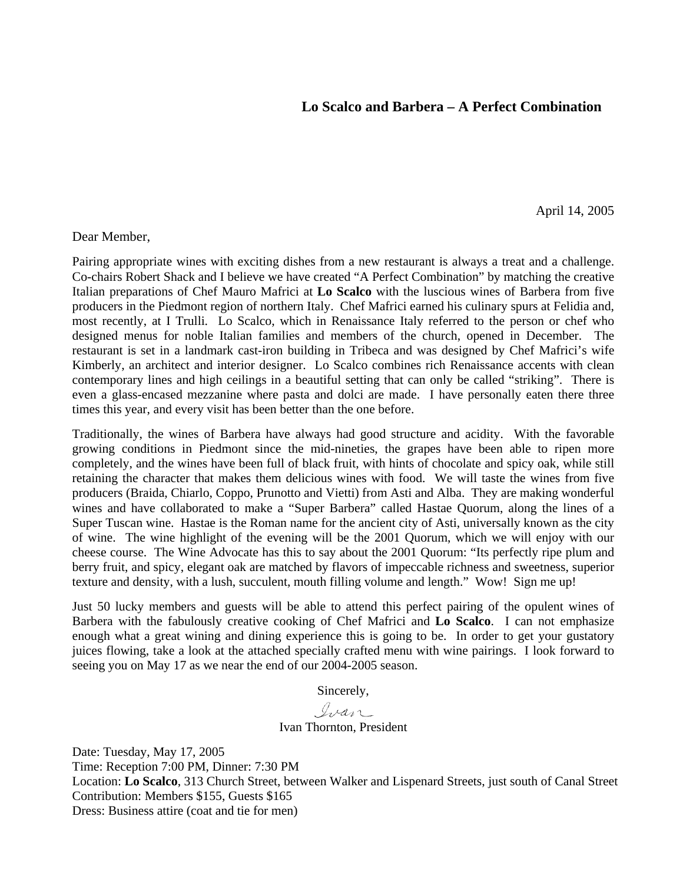## Lo Scalco and Barbera – A Perfect Combination

April 14, 2005

Dear Member,

Pairing appropriate wines with exciting dishes from a new restaurant is always a treat and a challenge. Co-chairs Robert Shack and I believe we have created "A Perfect Combination" by matching the creative Italian preparations of Chef Mauro Mafrici at **Lo Scalco** with the luscious wines of Barbera from five producers in the Piedmont region of northern Italy. Chef Mafrici earned his culinary spurs at Felidia and, most recently, at I Trulli. Lo Scalco, which in Renaissance Italy referred to the person or chef who designed menus for noble Italian families and members of the church, opened in December. The restaurant is set in a landmark cast-iron building in Tribeca and was designed by Chef Mafrici's wife Kimberly, an architect and interior designer. Lo Scalco combines rich Renaissance accents with clean contemporary lines and high ceilings in a beautiful setting that can only be called "striking". There is even a glass-encased mezzanine where pasta and dolci are made. I have personally eaten there three times this year, and every visit has been better than the one before.

Traditionally, the wines of Barbera have always had good structure and acidity. With the favorable growing conditions in Piedmont since the mid-nineties, the grapes have been able to ripen more completely, and the wines have been full of black fruit, with hints of chocolate and spicy oak, while still retaining the character that makes them delicious wines with food. We will taste the wines from five producers (Braida, Chiarlo, Coppo, Prunotto and Vietti) from Asti and Alba. They are making wonderful wines and have collaborated to make a "Super Barbera" called Hastae Quorum, along the lines of a Super Tuscan wine. Hastae is the Roman name for the ancient city of Asti, universally known as the city of wine. The wine highlight of the evening will be the 2001 Quorum, which we will enjoy with our cheese course. The Wine Advocate has this to say about the 2001 Quorum: "Its perfectly ripe plum and berry fruit, and spicy, elegant oak are matched by flavors of impeccable richness and sweetness, superior texture and density, with a lush, succulent, mouth filling volume and length." Wow! Sign me up!

Just 50 lucky members and guests will be able to attend this perfect pairing of the opulent wines of Barbera with the fabulously creative cooking of Chef Mafrici and **Lo Scalco**. I can not emphasize enough what a great wining and dining experience this is going to be. In order to get your gustatory juices flowing, take a look at the attached specially crafted menu with wine pairings. I look forward to seeing you on May 17 as we near the end of our 2004-2005 season.

Sincerely,

Ivan

Ivan Thornton, President

Date: Tuesday, May 17, 2005
Time: Reception 7:00 PM, Dinner: 7:30 PM
Location: **Lo Scalco**, 313 Church Street, between Walker and Lispenard Streets, just south of Canal Street
Contribution: Members $155, Guests $165
Dress: Business attire (coat and tie for men)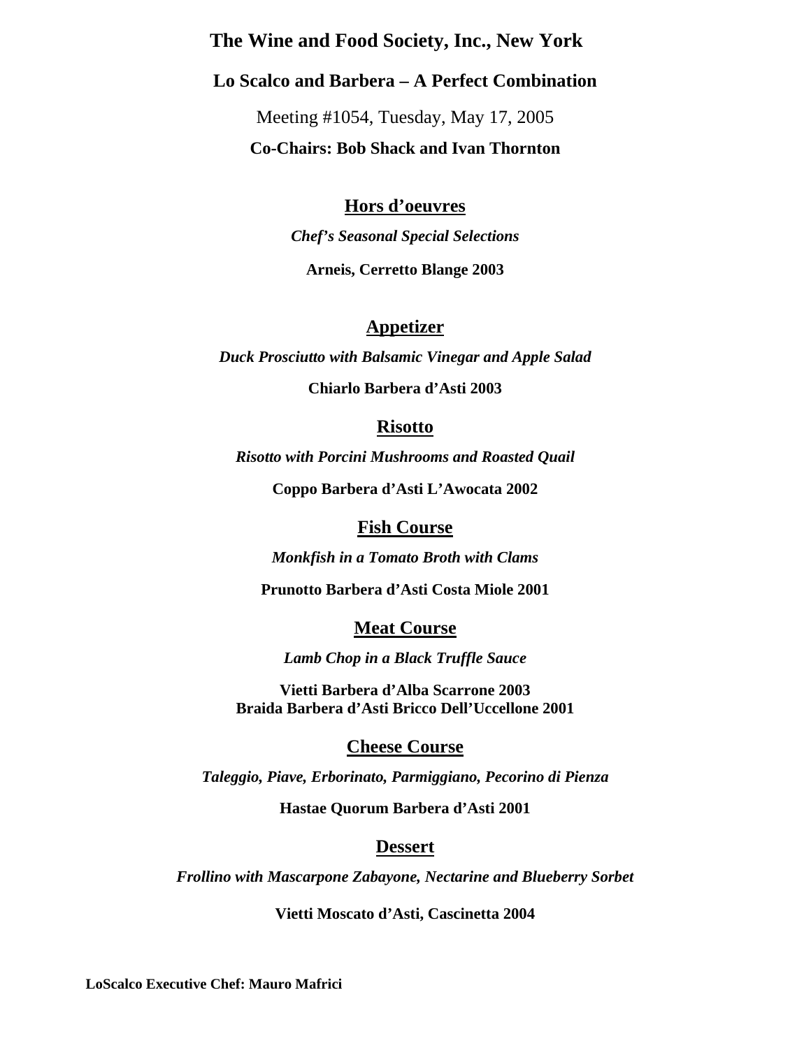# The Wine and Food Society, Inc., New York

## Lo Scalco and Barbera – A Perfect Combination

Meeting #1054, Tuesday, May 17, 2005

**Co-Chairs: Bob Shack and Ivan Thornton**

### Hors d'oeuvres

***Chef's Seasonal Special Selections***

**Arneis, Cerretto Blange 2003**

### Appetizer

***Duck Prosciutto with Balsamic Vinegar and Apple Salad***

**Chiarlo Barbera d'Asti 2003**

### Risotto

***Risotto with Porcini Mushrooms and Roasted Quail***

**Coppo Barbera d'Asti L'Awocata 2002**

### Fish Course

***Monkfish in a Tomato Broth with Clams***

**Prunotto Barbera d'Asti Costa Miole 2001**

### Meat Course

***Lamb Chop in a Black Truffle Sauce***

**Vietti Barbera d'Alba Scarrone 2003**
**Braida Barbera d'Asti Bricco Dell'Uccellone 2001**

### Cheese Course

***Taleggio, Piave, Erborinato, Parmiggiano, Pecorino di Pienza***

**Hastae Quorum Barbera d'Asti 2001**

### Dessert

***Frollino with Mascarpone Zabayone, Nectarine and Blueberry Sorbet***

**Vietti Moscato d'Asti, Cascinetta 2004**

**LoScalco Executive Chef: Mauro Mafrici**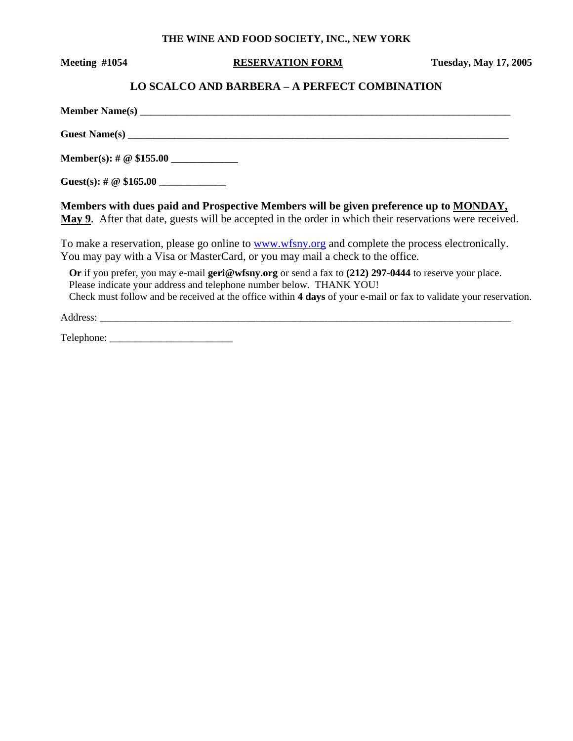**THE WINE AND FOOD SOCIETY, INC., NEW YORK**

**Meeting #1054** **RESERVATION FORM** **Tuesday, May 17, 2005**

## LO SCALCO AND BARBERA – A PERFECT COMBINATION

**Member Name(s)** ______________________________________________________________________

**Guest Name(s)** _______________________________________________________________________

**Member(s): # @ $155.00** _____________

**Guest(s): # @ $165.00** _____________

**Members with dues paid and Prospective Members will be given preference up to MONDAY, May 9**. After that date, guests will be accepted in the order in which their reservations were received.

To make a reservation, please go online to www.wfsny.org and complete the process electronically. You may pay with a Visa or MasterCard, or you may mail a check to the office.

**Or** if you prefer, you may e-mail **geri@wfsny.org** or send a fax to **(212) 297-0444** to reserve your place. Please indicate your address and telephone number below. THANK YOU!
Check must follow and be received at the office within **4 days** of your e-mail or fax to validate your reservation.

Address: ________________________________________________________________________________

Telephone: ________________________